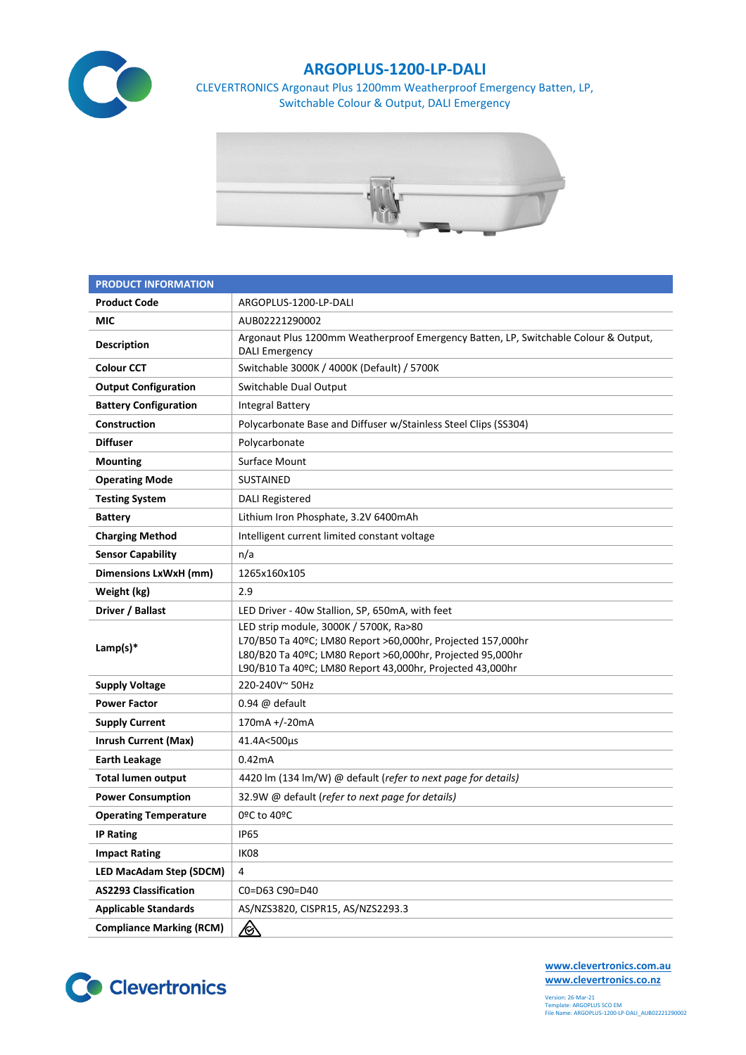# ARGOPLUS-1200-LP-DALI

CLEVERTRONICS Argonaut Plus 1200mm Weatherproof Emergency Batten, LP, Switchable Colour & Output, DALI Emergency

| PRODUCT INFORMATION | |
|---|---|
| **Product Code** | ARGOPLUS-1200-LP-DALI |
| **MIC** | AUB02221290002 |
| **Description** | Argonaut Plus 1200mm Weatherproof Emergency Batten, LP, Switchable Colour & Output, DALI Emergency |
| **Colour CCT** | Switchable 3000K / 4000K (Default) / 5700K |
| **Output Configuration** | Switchable Dual Output |
| **Battery Configuration** | Integral Battery |
| **Construction** | Polycarbonate Base and Diffuser w/Stainless Steel Clips (SS304) |
| **Diffuser** | Polycarbonate |
| **Mounting** | Surface Mount |
| **Operating Mode** | SUSTAINED |
| **Testing System** | DALI Registered |
| **Battery** | Lithium Iron Phosphate, 3.2V 6400mAh |
| **Charging Method** | Intelligent current limited constant voltage |
| **Sensor Capability** | n/a |
| **Dimensions LxWxH (mm)** | 1265x160x105 |
| **Weight (kg)** | 2.9 |
| **Driver / Ballast** | LED Driver - 40w Stallion, SP, 650mA, with feet |
| **Lamp(s)*** | LED strip module, 3000K / 5700K, Ra>80<br>L70/B50 Ta 40ºC; LM80 Report >60,000hr, Projected 157,000hr<br>L80/B20 Ta 40ºC; LM80 Report >60,000hr, Projected 95,000hr<br>L90/B10 Ta 40ºC; LM80 Report 43,000hr, Projected 43,000hr |
| **Supply Voltage** | 220-240V~ 50Hz |
| **Power Factor** | 0.94 @ default |
| **Supply Current** | 170mA +/-20mA |
| **Inrush Current (Max)** | 41.4A<500µs |
| **Earth Leakage** | 0.42mA |
| **Total lumen output** | 4420 lm (134 lm/W) @ default (*refer to next page for details)* |
| **Power Consumption** | 32.9W @ default (*refer to next page for details)* |
| **Operating Temperature** | 0ºC to 40ºC |
| **IP Rating** | IP65 |
| **Impact Rating** | IK08 |
| **LED MacAdam Step (SDCM)** | 4 |
| **AS2293 Classification** | C0=D63 C90=D40 |
| **Applicable Standards** | AS/NZS3820, CISPR15, AS/NZS2293.3 |
| **Compliance Marking (RCM)** | |

Clevertronics

www.clevertronics.com.au
www.clevertronics.co.nz

Version: 26-Mar-21
Template: ARGOPLUS SCO EM
File Name: ARGOPLUS-1200-LP-DALI_AUB02221290002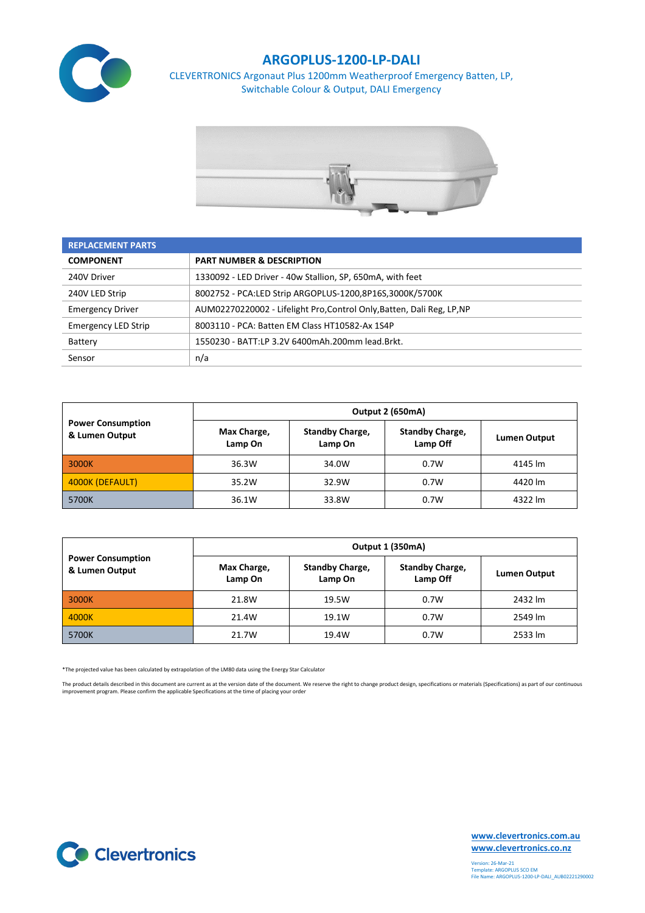# ARGOPLUS-1200-LP-DALI

CLEVERTRONICS Argonaut Plus 1200mm Weatherproof Emergency Batten, LP, Switchable Colour & Output, DALI Emergency

| REPLACEMENT PARTS | |
|---|---|
| **COMPONENT** | **PART NUMBER & DESCRIPTION** |
| 240V Driver | 1330092 - LED Driver - 40w Stallion, SP, 650mA, with feet |
| 240V LED Strip | 8002752 - PCA:LED Strip ARGOPLUS-1200,8P16S,3000K/5700K |
| Emergency Driver | AUM02270220002 - Lifelight Pro,Control Only,Batten, Dali Reg, LP,NP |
| Emergency LED Strip | 8003110 - PCA: Batten EM Class HT10582-Ax 1S4P |
| Battery | 1550230 - BATT:LP 3.2V 6400mAh.200mm lead.Brkt. |
| Sensor | n/a |

| Power Consumption & Lumen Output | Output 2 (650mA) | | | |
|---|---|---|---|---|
| | **Max Charge, Lamp On** | **Standby Charge, Lamp On** | **Standby Charge, Lamp Off** | **Lumen Output** |
| 3000K | 36.3W | 34.0W | 0.7W | 4145 lm |
| 4000K (DEFAULT) | 35.2W | 32.9W | 0.7W | 4420 lm |
| 5700K | 36.1W | 33.8W | 0.7W | 4322 lm |

| Power Consumption & Lumen Output | Output 1 (350mA) | | | |
|---|---|---|---|---|
| | **Max Charge, Lamp On** | **Standby Charge, Lamp On** | **Standby Charge, Lamp Off** | **Lumen Output** |
| 3000K | 21.8W | 19.5W | 0.7W | 2432 lm |
| 4000K | 21.4W | 19.1W | 0.7W | 2549 lm |
| 5700K | 21.7W | 19.4W | 0.7W | 2533 lm |

*The projected value has been calculated by extrapolation of the LM80 data using the Energy Star Calculator

The product details described in this document are current as at the version date of the document. We reserve the right to change product design, specifications or materials (Specifications) as part of our continuous improvement program. Please confirm the applicable Specifications at the time of placing your order

Clevertronics

www.clevertronics.com.au
www.clevertronics.co.nz

Version: 26-Mar-21
Template: ARGOPLUS SCO EM
File Name: ARGOPLUS-1200-LP-DALI_AUB02221290002